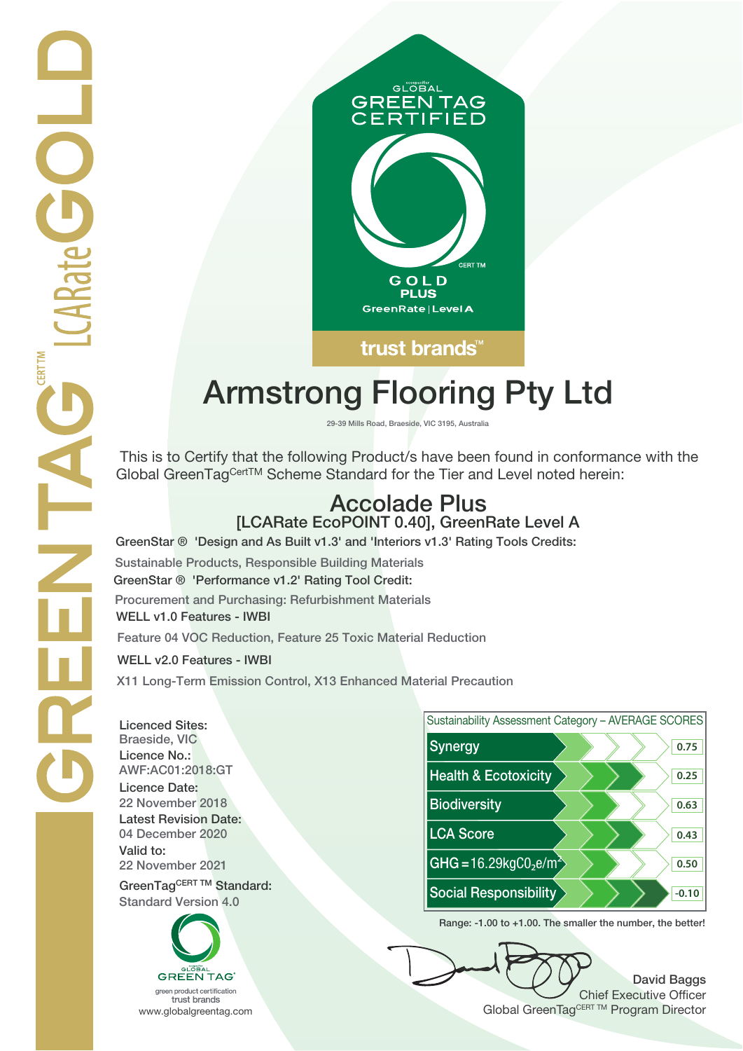GREENTAG CERT TM LCARate GOLD

GLOBAL GREEN TAG CERTIFIED

CERT TM

GOLD PLUS

GreenRate | Level A

trust brands™

# Armstrong Flooring Pty Ltd

29-39 Mills Road, Braeside, VIC 3195, Australia

This is to Certify that the following Product/s have been found in conformance with the Global GreenTag[CertTM] Scheme Standard for the Tier and Level noted herein:

## Accolade Plus

### [LCARate EcoPOINT 0.40], GreenRate Level A

**GreenStar ® 'Design and As Built v1.3' and 'Interiors v1.3' Rating Tools Credits:**

Sustainable Products, Responsible Building Materials

**GreenStar ® 'Performance v1.2' Rating Tool Credit:**

Procurement and Purchasing: Refurbishment Materials

**WELL v1.0 Features - IWBI**

Feature 04 VOC Reduction, Feature 25 Toxic Material Reduction

**WELL v2.0 Features - IWBI**

X11 Long-Term Emission Control, X13 Enhanced Material Precaution

**Licenced Sites:**
Braeside, VIC

**Licence No.:**
AWF:AC01:2018:GT

**Licence Date:**
22 November 2018

**Latest Revision Date:**
04 December 2020

**Valid to:**
22 November 2021

**GreenTag[CERT TM] Standard:**
Standard Version 4.0

| Sustainability Assessment Category – AVERAGE SCORES | |
|---|---|
| Synergy | 0.75 |
| Health & Ecotoxicity | 0.25 |
| Biodiversity | 0.63 |
| LCA Score | 0.43 |
| GHG = 16.29kgC$O_2$e/$m^2$ | 0.50 |
| Social Responsibility | -0.10 |

Range: -1.00 to +1.00. The smaller the number, the better!

GLOBAL GREEN TAG
green product certification
trust brands
www.globalgreentag.com

**David Baggs**
Chief Executive Officer
Global GreenTag[CERT TM] Program Director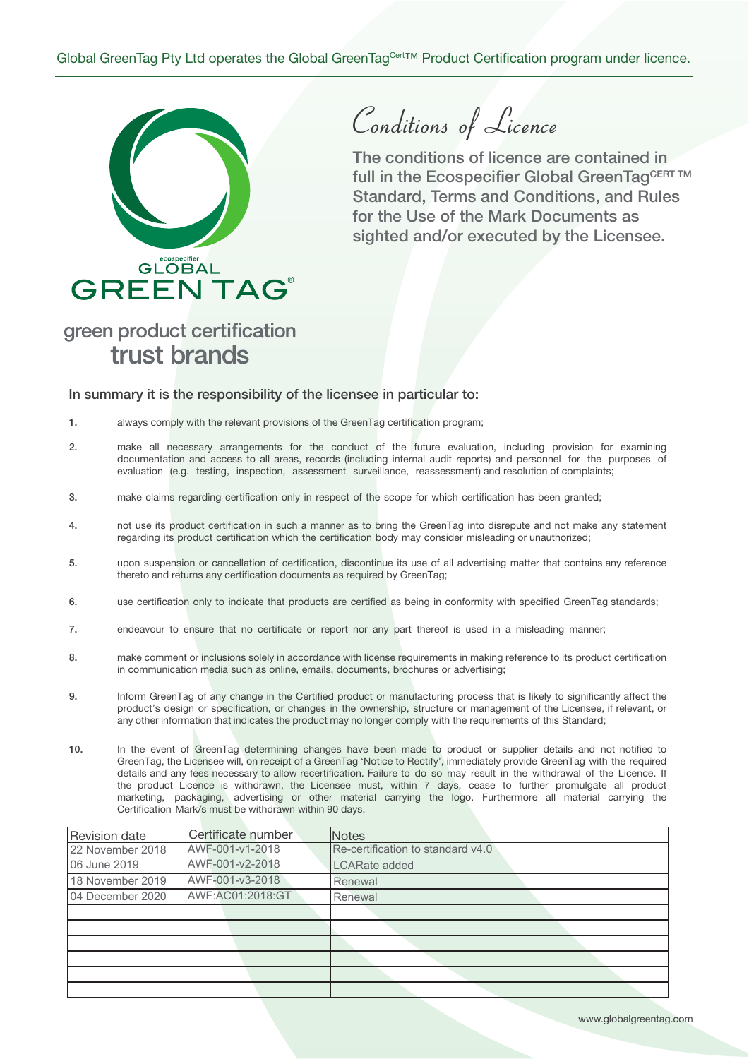Global GreenTag Pty Ltd operates the Global GreenTag[Cert]™ Product Certification program under licence.

ecospecifier
GLOBAL
GREEN TAG®

green product certification
trust brands

# Conditions of Licence

**The conditions of licence are contained in full in the Ecospecifier Global GreenTag[CERT TM] Standard, Terms and Conditions, and Rules for the Use of the Mark Documents as sighted and/or executed by the Licensee.**

## In summary it is the responsibility of the licensee in particular to:

1. always comply with the relevant provisions of the GreenTag certification program;
2. make all necessary arrangements for the conduct of the future evaluation, including provision for examining documentation and access to all areas, records (including internal audit reports) and personnel for the purposes of evaluation (e.g. testing, inspection, assessment surveillance, reassessment) and resolution of complaints;
3. make claims regarding certification only in respect of the scope for which certification has been granted;
4. not use its product certification in such a manner as to bring the GreenTag into disrepute and not make any statement regarding its product certification which the certification body may consider misleading or unauthorized;
5. upon suspension or cancellation of certification, discontinue its use of all advertising matter that contains any reference thereto and returns any certification documents as required by GreenTag;
6. use certification only to indicate that products are certified as being in conformity with specified GreenTag standards;
7. endeavour to ensure that no certificate or report nor any part thereof is used in a misleading manner;
8. make comment or inclusions solely in accordance with license requirements in making reference to its product certification in communication media such as online, emails, documents, brochures or advertising;
9. Inform GreenTag of any change in the Certified product or manufacturing process that is likely to significantly affect the product's design or specification, or changes in the ownership, structure or management of the Licensee, if relevant, or any other information that indicates the product may no longer comply with the requirements of this Standard;
10. In the event of GreenTag determining changes have been made to product or supplier details and not notified to GreenTag, the Licensee will, on receipt of a GreenTag 'Notice to Rectify', immediately provide GreenTag with the required details and any fees necessary to allow recertification. Failure to do so may result in the withdrawal of the Licence. If the product Licence is withdrawn, the Licensee must, within 7 days, cease to further promulgate all product marketing, packaging, advertising or other material carrying the logo. Furthermore all material carrying the Certification Mark/s must be withdrawn within 90 days.

| Revision date | Certificate number | Notes |
|---|---|---|
| 22 November 2018 | AWF-001-v1-2018 | Re-certification to standard v4.0 |
| 06 June 2019 | AWF-001-v2-2018 | LCARate added |
| 18 November 2019 | AWF-001-v3-2018 | Renewal |
| 04 December 2020 | AWF:AC01:2018:GT | Renewal |
| | | |
| | | |
| | | |
| | | |
| | | |
| | | |

www.globalgreentag.com